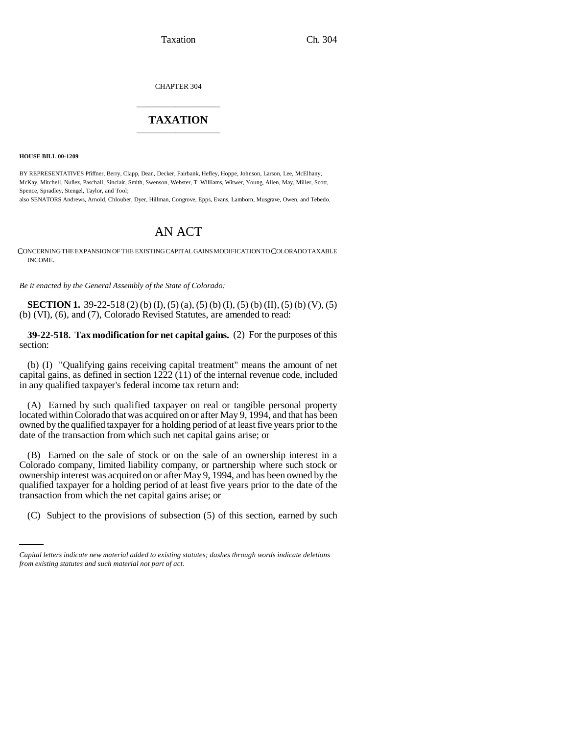CHAPTER 304

# TAXATION

**HOUSE BILL 00-1209**

BY REPRESENTATIVES Pfiffner, Berry, Clapp, Dean, Decker, Fairbank, Hefley, Hoppe, Johnson, Larson, Lee, McElhany, McKay, Mitchell, Nuñez, Paschall, Sinclair, Smith, Swenson, Webster, T. Williams, Witwer, Young, Allen, May, Miller, Scott, Spence, Spradley, Stengel, Taylor, and Tool;
also SENATORS Andrews, Arnold, Chlouber, Dyer, Hillman, Congrove, Epps, Evans, Lamborn, Musgrave, Owen, and Tebedo.

# AN ACT

CONCERNING THE EXPANSION OF THE EXISTING CAPITAL GAINS MODIFICATION TO COLORADO TAXABLE INCOME.

*Be it enacted by the General Assembly of the State of Colorado:*

**SECTION 1.** 39-22-518 (2) (b) (I), (5) (a), (5) (b) (I), (5) (b) (II), (5) (b) (V), (5) (b) (VI), (6), and (7), Colorado Revised Statutes, are amended to read:

**39-22-518. Tax modification for net capital gains.** (2) For the purposes of this section:

(b) (I) "Qualifying gains receiving capital treatment" means the amount of net capital gains, as defined in section 1222 (11) of the internal revenue code, included in any qualified taxpayer's federal income tax return and:

(A) Earned by such qualified taxpayer on real or tangible personal property located within Colorado that was acquired on or after May 9, 1994, and that has been owned by the qualified taxpayer for a holding period of at least five years prior to the date of the transaction from which such net capital gains arise; or

(B) Earned on the sale of stock or on the sale of an ownership interest in a Colorado company, limited liability company, or partnership where such stock or ownership interest was acquired on or after May 9, 1994, and has been owned by the qualified taxpayer for a holding period of at least five years prior to the date of the transaction from which the net capital gains arise; or

(C) Subject to the provisions of subsection (5) of this section, earned by such

*Capital letters indicate new material added to existing statutes; dashes through words indicate deletions from existing statutes and such material not part of act.*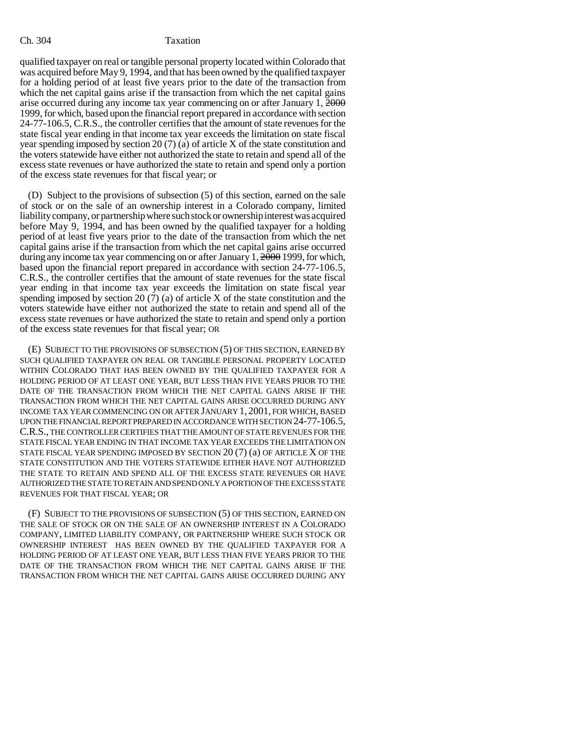qualified taxpayer on real or tangible personal property located within Colorado that was acquired before May 9, 1994, and that has been owned by the qualified taxpayer for a holding period of at least five years prior to the date of the transaction from which the net capital gains arise if the transaction from which the net capital gains arise occurred during any income tax year commencing on or after January 1, ~~2000~~ 1999, for which, based upon the financial report prepared in accordance with section 24-77-106.5, C.R.S., the controller certifies that the amount of state revenues for the state fiscal year ending in that income tax year exceeds the limitation on state fiscal year spending imposed by section 20 (7) (a) of article X of the state constitution and the voters statewide have either not authorized the state to retain and spend all of the excess state revenues or have authorized the state to retain and spend only a portion of the excess state revenues for that fiscal year; or

(D) Subject to the provisions of subsection (5) of this section, earned on the sale of stock or on the sale of an ownership interest in a Colorado company, limited liability company, or partnership where such stock or ownership interest was acquired before May 9, 1994, and has been owned by the qualified taxpayer for a holding period of at least five years prior to the date of the transaction from which the net capital gains arise if the transaction from which the net capital gains arise occurred during any income tax year commencing on or after January 1, ~~2000~~ 1999, for which, based upon the financial report prepared in accordance with section 24-77-106.5, C.R.S., the controller certifies that the amount of state revenues for the state fiscal year ending in that income tax year exceeds the limitation on state fiscal year spending imposed by section 20 (7) (a) of article X of the state constitution and the voters statewide have either not authorized the state to retain and spend all of the excess state revenues or have authorized the state to retain and spend only a portion of the excess state revenues for that fiscal year; OR

(E) SUBJECT TO THE PROVISIONS OF SUBSECTION (5) OF THIS SECTION, EARNED BY SUCH QUALIFIED TAXPAYER ON REAL OR TANGIBLE PERSONAL PROPERTY LOCATED WITHIN COLORADO THAT HAS BEEN OWNED BY THE QUALIFIED TAXPAYER FOR A HOLDING PERIOD OF AT LEAST ONE YEAR, BUT LESS THAN FIVE YEARS PRIOR TO THE DATE OF THE TRANSACTION FROM WHICH THE NET CAPITAL GAINS ARISE IF THE TRANSACTION FROM WHICH THE NET CAPITAL GAINS ARISE OCCURRED DURING ANY INCOME TAX YEAR COMMENCING ON OR AFTER JANUARY 1, 2001, FOR WHICH, BASED UPON THE FINANCIAL REPORT PREPARED IN ACCORDANCE WITH SECTION 24-77-106.5, C.R.S., THE CONTROLLER CERTIFIES THAT THE AMOUNT OF STATE REVENUES FOR THE STATE FISCAL YEAR ENDING IN THAT INCOME TAX YEAR EXCEEDS THE LIMITATION ON STATE FISCAL YEAR SPENDING IMPOSED BY SECTION 20 (7) (a) OF ARTICLE X OF THE STATE CONSTITUTION AND THE VOTERS STATEWIDE EITHER HAVE NOT AUTHORIZED THE STATE TO RETAIN AND SPEND ALL OF THE EXCESS STATE REVENUES OR HAVE AUTHORIZED THE STATE TO RETAIN AND SPEND ONLY A PORTION OF THE EXCESS STATE REVENUES FOR THAT FISCAL YEAR; OR

(F) SUBJECT TO THE PROVISIONS OF SUBSECTION (5) OF THIS SECTION, EARNED ON THE SALE OF STOCK OR ON THE SALE OF AN OWNERSHIP INTEREST IN A COLORADO COMPANY, LIMITED LIABILITY COMPANY, OR PARTNERSHIP WHERE SUCH STOCK OR OWNERSHIP INTEREST HAS BEEN OWNED BY THE QUALIFIED TAXPAYER FOR A HOLDING PERIOD OF AT LEAST ONE YEAR, BUT LESS THAN FIVE YEARS PRIOR TO THE DATE OF THE TRANSACTION FROM WHICH THE NET CAPITAL GAINS ARISE IF THE TRANSACTION FROM WHICH THE NET CAPITAL GAINS ARISE OCCURRED DURING ANY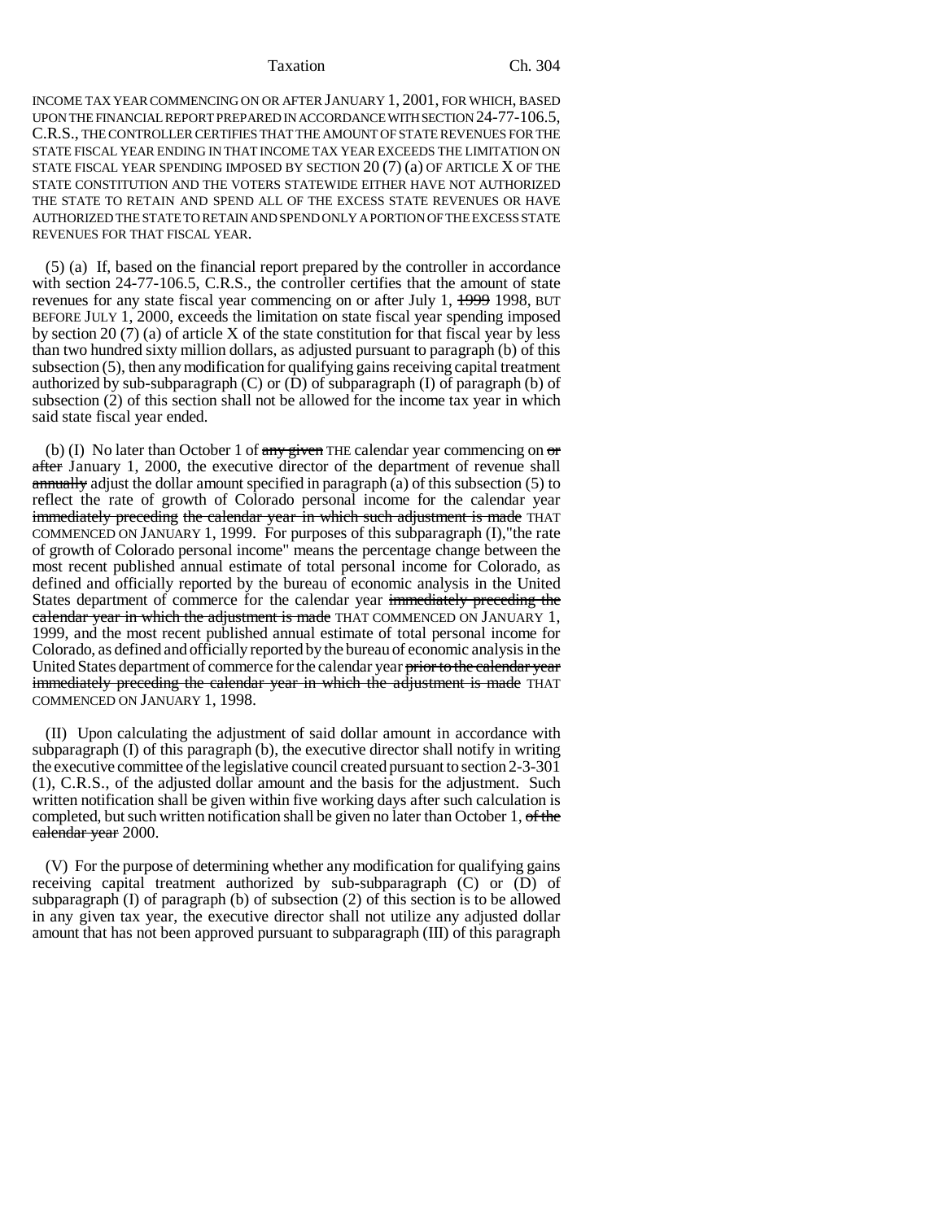INCOME TAX YEAR COMMENCING ON OR AFTER JANUARY 1, 2001, FOR WHICH, BASED UPON THE FINANCIAL REPORT PREPARED IN ACCORDANCE WITH SECTION 24-77-106.5, C.R.S., THE CONTROLLER CERTIFIES THAT THE AMOUNT OF STATE REVENUES FOR THE STATE FISCAL YEAR ENDING IN THAT INCOME TAX YEAR EXCEEDS THE LIMITATION ON STATE FISCAL YEAR SPENDING IMPOSED BY SECTION 20 (7) (a) OF ARTICLE X OF THE STATE CONSTITUTION AND THE VOTERS STATEWIDE EITHER HAVE NOT AUTHORIZED THE STATE TO RETAIN AND SPEND ALL OF THE EXCESS STATE REVENUES OR HAVE AUTHORIZED THE STATE TO RETAIN AND SPEND ONLY A PORTION OF THE EXCESS STATE REVENUES FOR THAT FISCAL YEAR.

(5) (a) If, based on the financial report prepared by the controller in accordance with section 24-77-106.5, C.R.S., the controller certifies that the amount of state revenues for any state fiscal year commencing on or after July 1, ~~1999~~ 1998, BUT BEFORE JULY 1, 2000, exceeds the limitation on state fiscal year spending imposed by section 20 (7) (a) of article X of the state constitution for that fiscal year by less than two hundred sixty million dollars, as adjusted pursuant to paragraph (b) of this subsection (5), then any modification for qualifying gains receiving capital treatment authorized by sub-subparagraph (C) or (D) of subparagraph (I) of paragraph (b) of subsection (2) of this section shall not be allowed for the income tax year in which said state fiscal year ended.

(b) (I) No later than October 1 of ~~any given~~ THE calendar year commencing on ~~or after~~ January 1, 2000, the executive director of the department of revenue shall ~~annually~~ adjust the dollar amount specified in paragraph (a) of this subsection (5) to reflect the rate of growth of Colorado personal income for the calendar year ~~immediately preceding the calendar year in which such adjustment is made~~ THAT COMMENCED ON JANUARY 1, 1999. For purposes of this subparagraph (I),"the rate of growth of Colorado personal income" means the percentage change between the most recent published annual estimate of total personal income for Colorado, as defined and officially reported by the bureau of economic analysis in the United States department of commerce for the calendar year ~~immediately preceding the calendar year in which the adjustment is made~~ THAT COMMENCED ON JANUARY 1, 1999, and the most recent published annual estimate of total personal income for Colorado, as defined and officially reported by the bureau of economic analysis in the United States department of commerce for the calendar year ~~prior to the calendar year immediately preceding the calendar year in which the adjustment is made~~ THAT COMMENCED ON JANUARY 1, 1998.

(II) Upon calculating the adjustment of said dollar amount in accordance with subparagraph (I) of this paragraph (b), the executive director shall notify in writing the executive committee of the legislative council created pursuant to section 2-3-301 (1), C.R.S., of the adjusted dollar amount and the basis for the adjustment. Such written notification shall be given within five working days after such calculation is completed, but such written notification shall be given no later than October 1, ~~of the calendar year~~ 2000.

(V) For the purpose of determining whether any modification for qualifying gains receiving capital treatment authorized by sub-subparagraph (C) or (D) of subparagraph (I) of paragraph (b) of subsection (2) of this section is to be allowed in any given tax year, the executive director shall not utilize any adjusted dollar amount that has not been approved pursuant to subparagraph (III) of this paragraph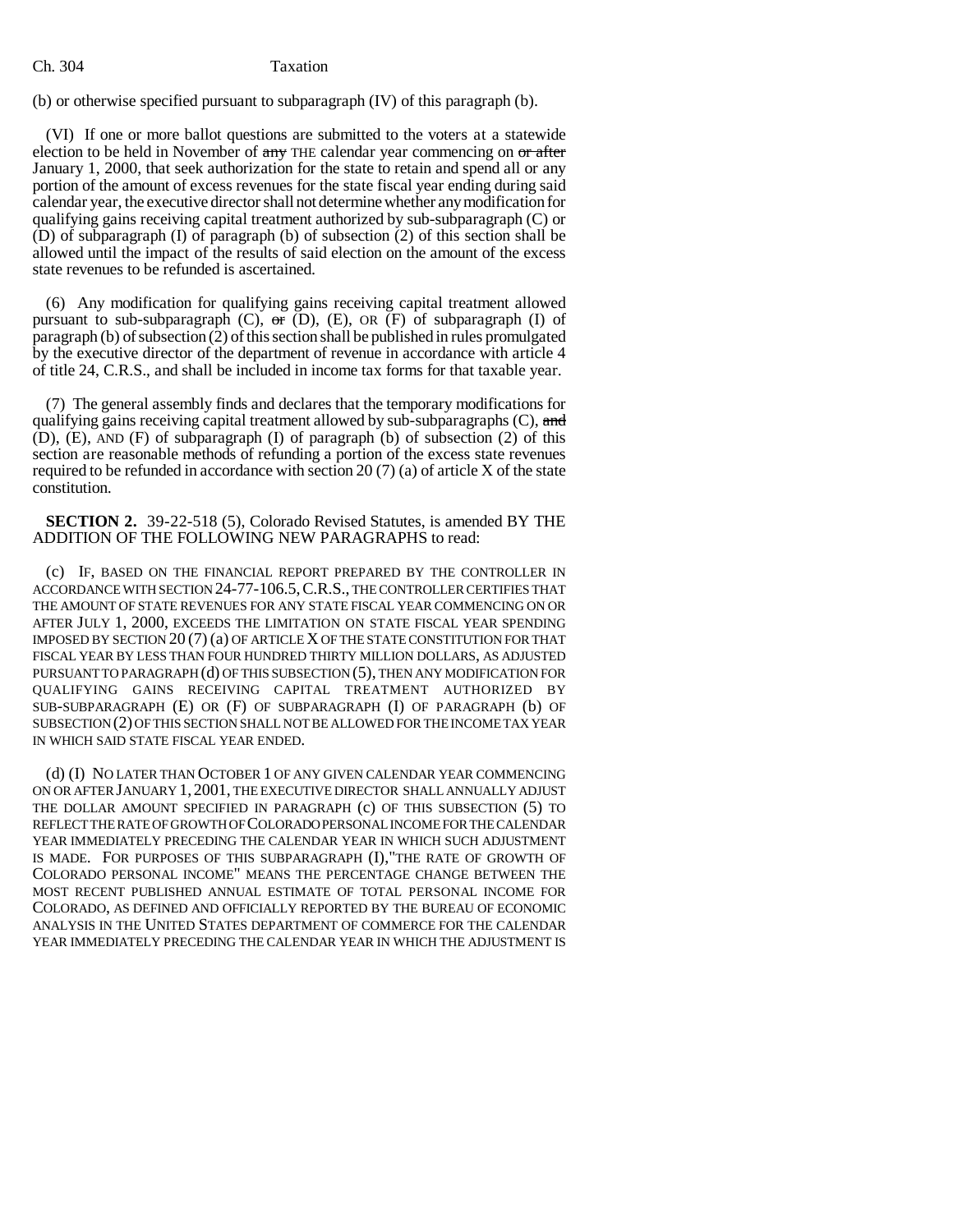(b) or otherwise specified pursuant to subparagraph (IV) of this paragraph (b).

(VI) If one or more ballot questions are submitted to the voters at a statewide election to be held in November of ~~any~~ THE calendar year commencing on ~~or after~~ January 1, 2000, that seek authorization for the state to retain and spend all or any portion of the amount of excess revenues for the state fiscal year ending during said calendar year, the executive director shall not determine whether any modification for qualifying gains receiving capital treatment authorized by sub-subparagraph (C) or (D) of subparagraph (I) of paragraph (b) of subsection (2) of this section shall be allowed until the impact of the results of said election on the amount of the excess state revenues to be refunded is ascertained.

(6) Any modification for qualifying gains receiving capital treatment allowed pursuant to sub-subparagraph (C), ~~or~~ (D), (E), OR (F) of subparagraph (I) of paragraph (b) of subsection (2) of this section shall be published in rules promulgated by the executive director of the department of revenue in accordance with article 4 of title 24, C.R.S., and shall be included in income tax forms for that taxable year.

(7) The general assembly finds and declares that the temporary modifications for qualifying gains receiving capital treatment allowed by sub-subparagraphs (C), ~~and~~ (D), (E), AND (F) of subparagraph (I) of paragraph (b) of subsection (2) of this section are reasonable methods of refunding a portion of the excess state revenues required to be refunded in accordance with section 20 (7) (a) of article X of the state constitution.

**SECTION 2.** 39-22-518 (5), Colorado Revised Statutes, is amended BY THE ADDITION OF THE FOLLOWING NEW PARAGRAPHS to read:

(c) IF, BASED ON THE FINANCIAL REPORT PREPARED BY THE CONTROLLER IN ACCORDANCE WITH SECTION 24-77-106.5, C.R.S., THE CONTROLLER CERTIFIES THAT THE AMOUNT OF STATE REVENUES FOR ANY STATE FISCAL YEAR COMMENCING ON OR AFTER JULY 1, 2000, EXCEEDS THE LIMITATION ON STATE FISCAL YEAR SPENDING IMPOSED BY SECTION 20 (7) (a) OF ARTICLE X OF THE STATE CONSTITUTION FOR THAT FISCAL YEAR BY LESS THAN FOUR HUNDRED THIRTY MILLION DOLLARS, AS ADJUSTED PURSUANT TO PARAGRAPH (d) OF THIS SUBSECTION (5), THEN ANY MODIFICATION FOR QUALIFYING GAINS RECEIVING CAPITAL TREATMENT AUTHORIZED BY SUB-SUBPARAGRAPH (E) OR (F) OF SUBPARAGRAPH (I) OF PARAGRAPH (b) OF SUBSECTION (2) OF THIS SECTION SHALL NOT BE ALLOWED FOR THE INCOME TAX YEAR IN WHICH SAID STATE FISCAL YEAR ENDED.

(d) (I) NO LATER THAN OCTOBER 1 OF ANY GIVEN CALENDAR YEAR COMMENCING ON OR AFTER JANUARY 1, 2001, THE EXECUTIVE DIRECTOR SHALL ANNUALLY ADJUST THE DOLLAR AMOUNT SPECIFIED IN PARAGRAPH (c) OF THIS SUBSECTION (5) TO REFLECT THE RATE OF GROWTH OF COLORADO PERSONAL INCOME FOR THE CALENDAR YEAR IMMEDIATELY PRECEDING THE CALENDAR YEAR IN WHICH SUCH ADJUSTMENT IS MADE. FOR PURPOSES OF THIS SUBPARAGRAPH (I),"THE RATE OF GROWTH OF COLORADO PERSONAL INCOME" MEANS THE PERCENTAGE CHANGE BETWEEN THE MOST RECENT PUBLISHED ANNUAL ESTIMATE OF TOTAL PERSONAL INCOME FOR COLORADO, AS DEFINED AND OFFICIALLY REPORTED BY THE BUREAU OF ECONOMIC ANALYSIS IN THE UNITED STATES DEPARTMENT OF COMMERCE FOR THE CALENDAR YEAR IMMEDIATELY PRECEDING THE CALENDAR YEAR IN WHICH THE ADJUSTMENT IS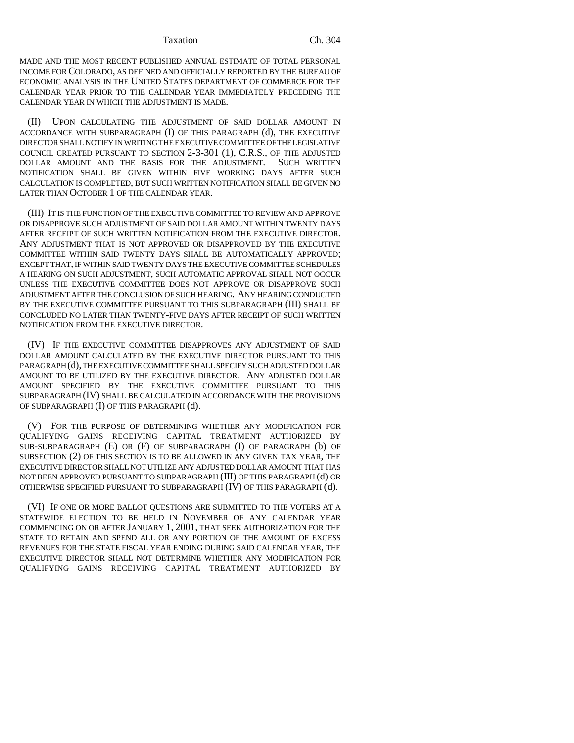MADE AND THE MOST RECENT PUBLISHED ANNUAL ESTIMATE OF TOTAL PERSONAL INCOME FOR COLORADO, AS DEFINED AND OFFICIALLY REPORTED BY THE BUREAU OF ECONOMIC ANALYSIS IN THE UNITED STATES DEPARTMENT OF COMMERCE FOR THE CALENDAR YEAR PRIOR TO THE CALENDAR YEAR IMMEDIATELY PRECEDING THE CALENDAR YEAR IN WHICH THE ADJUSTMENT IS MADE.

(II) UPON CALCULATING THE ADJUSTMENT OF SAID DOLLAR AMOUNT IN ACCORDANCE WITH SUBPARAGRAPH (I) OF THIS PARAGRAPH (d), THE EXECUTIVE DIRECTOR SHALL NOTIFY IN WRITING THE EXECUTIVE COMMITTEE OF THE LEGISLATIVE COUNCIL CREATED PURSUANT TO SECTION 2-3-301 (1), C.R.S., OF THE ADJUSTED DOLLAR AMOUNT AND THE BASIS FOR THE ADJUSTMENT. SUCH WRITTEN NOTIFICATION SHALL BE GIVEN WITHIN FIVE WORKING DAYS AFTER SUCH CALCULATION IS COMPLETED, BUT SUCH WRITTEN NOTIFICATION SHALL BE GIVEN NO LATER THAN OCTOBER 1 OF THE CALENDAR YEAR.

(III) IT IS THE FUNCTION OF THE EXECUTIVE COMMITTEE TO REVIEW AND APPROVE OR DISAPPROVE SUCH ADJUSTMENT OF SAID DOLLAR AMOUNT WITHIN TWENTY DAYS AFTER RECEIPT OF SUCH WRITTEN NOTIFICATION FROM THE EXECUTIVE DIRECTOR. ANY ADJUSTMENT THAT IS NOT APPROVED OR DISAPPROVED BY THE EXECUTIVE COMMITTEE WITHIN SAID TWENTY DAYS SHALL BE AUTOMATICALLY APPROVED; EXCEPT THAT, IF WITHIN SAID TWENTY DAYS THE EXECUTIVE COMMITTEE SCHEDULES A HEARING ON SUCH ADJUSTMENT, SUCH AUTOMATIC APPROVAL SHALL NOT OCCUR UNLESS THE EXECUTIVE COMMITTEE DOES NOT APPROVE OR DISAPPROVE SUCH ADJUSTMENT AFTER THE CONCLUSION OF SUCH HEARING. ANY HEARING CONDUCTED BY THE EXECUTIVE COMMITTEE PURSUANT TO THIS SUBPARAGRAPH (III) SHALL BE CONCLUDED NO LATER THAN TWENTY-FIVE DAYS AFTER RECEIPT OF SUCH WRITTEN NOTIFICATION FROM THE EXECUTIVE DIRECTOR.

(IV) IF THE EXECUTIVE COMMITTEE DISAPPROVES ANY ADJUSTMENT OF SAID DOLLAR AMOUNT CALCULATED BY THE EXECUTIVE DIRECTOR PURSUANT TO THIS PARAGRAPH (d), THE EXECUTIVE COMMITTEE SHALL SPECIFY SUCH ADJUSTED DOLLAR AMOUNT TO BE UTILIZED BY THE EXECUTIVE DIRECTOR. ANY ADJUSTED DOLLAR AMOUNT SPECIFIED BY THE EXECUTIVE COMMITTEE PURSUANT TO THIS SUBPARAGRAPH (IV) SHALL BE CALCULATED IN ACCORDANCE WITH THE PROVISIONS OF SUBPARAGRAPH (I) OF THIS PARAGRAPH (d).

(V) FOR THE PURPOSE OF DETERMINING WHETHER ANY MODIFICATION FOR QUALIFYING GAINS RECEIVING CAPITAL TREATMENT AUTHORIZED BY SUB-SUBPARAGRAPH (E) OR (F) OF SUBPARAGRAPH (I) OF PARAGRAPH (b) OF SUBSECTION (2) OF THIS SECTION IS TO BE ALLOWED IN ANY GIVEN TAX YEAR, THE EXECUTIVE DIRECTOR SHALL NOT UTILIZE ANY ADJUSTED DOLLAR AMOUNT THAT HAS NOT BEEN APPROVED PURSUANT TO SUBPARAGRAPH (III) OF THIS PARAGRAPH (d) OR OTHERWISE SPECIFIED PURSUANT TO SUBPARAGRAPH (IV) OF THIS PARAGRAPH (d).

(VI) IF ONE OR MORE BALLOT QUESTIONS ARE SUBMITTED TO THE VOTERS AT A STATEWIDE ELECTION TO BE HELD IN NOVEMBER OF ANY CALENDAR YEAR COMMENCING ON OR AFTER JANUARY 1, 2001, THAT SEEK AUTHORIZATION FOR THE STATE TO RETAIN AND SPEND ALL OR ANY PORTION OF THE AMOUNT OF EXCESS REVENUES FOR THE STATE FISCAL YEAR ENDING DURING SAID CALENDAR YEAR, THE EXECUTIVE DIRECTOR SHALL NOT DETERMINE WHETHER ANY MODIFICATION FOR QUALIFYING GAINS RECEIVING CAPITAL TREATMENT AUTHORIZED BY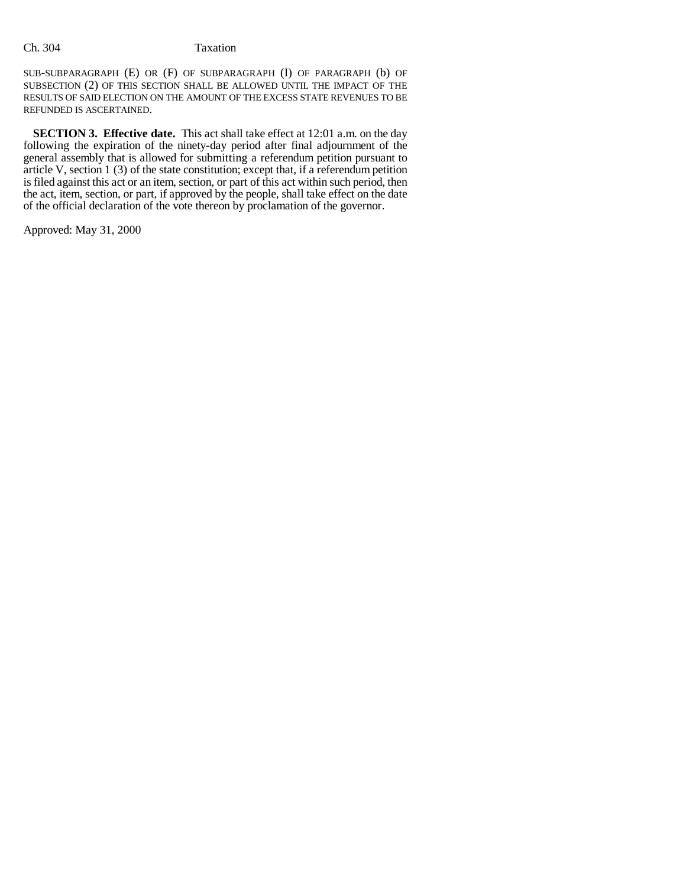SUB-SUBPARAGRAPH (E) OR (F) OF SUBPARAGRAPH (I) OF PARAGRAPH (b) OF SUBSECTION (2) OF THIS SECTION SHALL BE ALLOWED UNTIL THE IMPACT OF THE RESULTS OF SAID ELECTION ON THE AMOUNT OF THE EXCESS STATE REVENUES TO BE REFUNDED IS ASCERTAINED.

**SECTION 3. Effective date.** This act shall take effect at 12:01 a.m. on the day following the expiration of the ninety-day period after final adjournment of the general assembly that is allowed for submitting a referendum petition pursuant to article V, section 1 (3) of the state constitution; except that, if a referendum petition is filed against this act or an item, section, or part of this act within such period, then the act, item, section, or part, if approved by the people, shall take effect on the date of the official declaration of the vote thereon by proclamation of the governor.

Approved: May 31, 2000